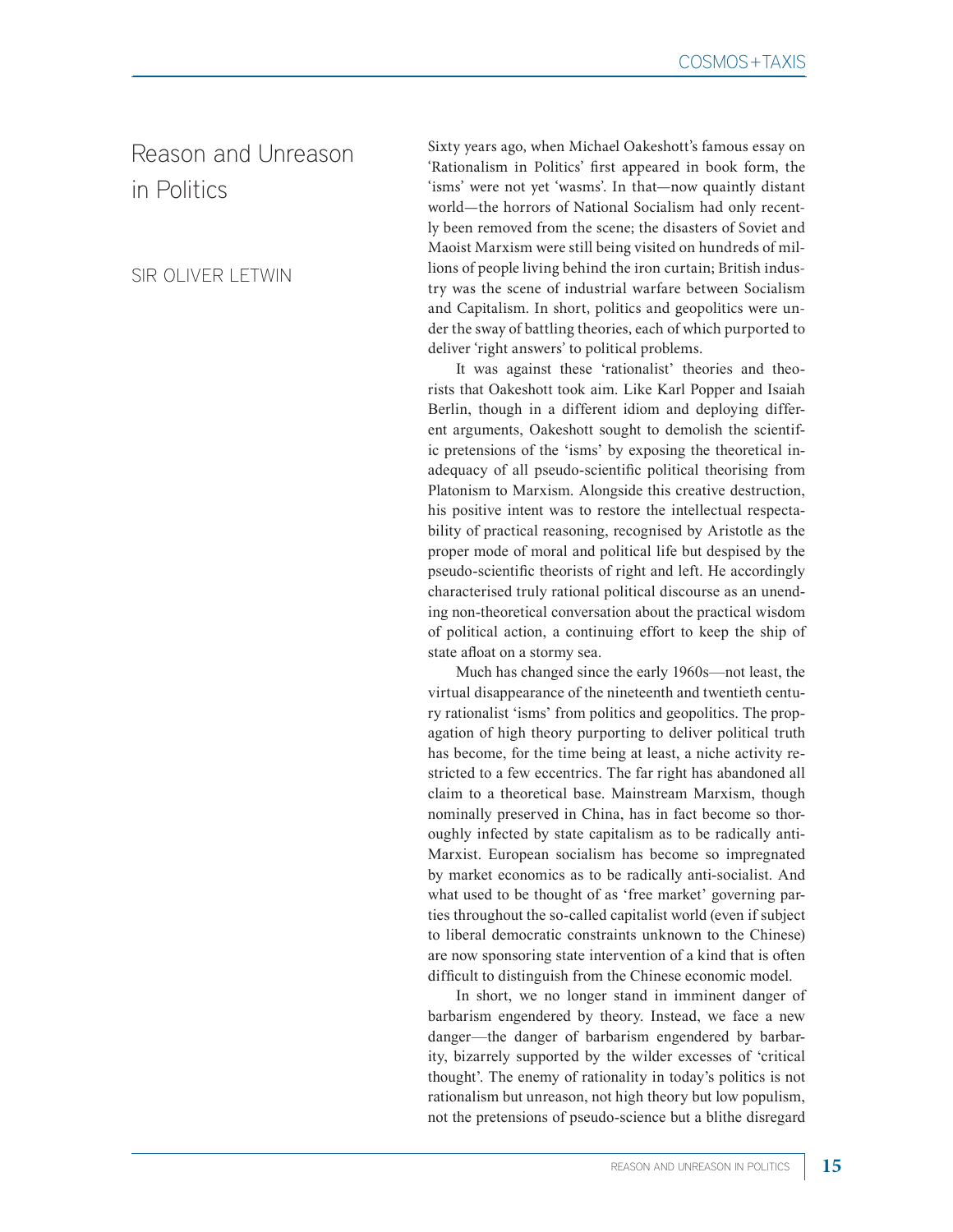# Reason and Unreason in Politics

SIR OLIVER LETWIN

Sixty years ago, when Michael Oakeshott's famous essay on 'Rationalism in Politics' first appeared in book form, the 'isms' were not yet 'wasms'. In that—now quaintly distant world—the horrors of National Socialism had only recently been removed from the scene; the disasters of Soviet and Maoist Marxism were still being visited on hundreds of millions of people living behind the iron curtain; British industry was the scene of industrial warfare between Socialism and Capitalism. In short, politics and geopolitics were under the sway of battling theories, each of which purported to deliver 'right answers' to political problems.

It was against these 'rationalist' theories and theorists that Oakeshott took aim. Like Karl Popper and Isaiah Berlin, though in a different idiom and deploying different arguments, Oakeshott sought to demolish the scientific pretensions of the 'isms' by exposing the theoretical inadequacy of all pseudo-scientific political theorising from Platonism to Marxism. Alongside this creative destruction, his positive intent was to restore the intellectual respectability of practical reasoning, recognised by Aristotle as the proper mode of moral and political life but despised by the pseudo-scientific theorists of right and left. He accordingly characterised truly rational political discourse as an unending non-theoretical conversation about the practical wisdom of political action, a continuing effort to keep the ship of state afloat on a stormy sea.

Much has changed since the early 1960s—not least, the virtual disappearance of the nineteenth and twentieth century rationalist 'isms' from politics and geopolitics. The propagation of high theory purporting to deliver political truth has become, for the time being at least, a niche activity restricted to a few eccentrics. The far right has abandoned all claim to a theoretical base. Mainstream Marxism, though nominally preserved in China, has in fact become so thoroughly infected by state capitalism as to be radically anti-Marxist. European socialism has become so impregnated by market economics as to be radically anti-socialist. And what used to be thought of as 'free market' governing parties throughout the so-called capitalist world (even if subject to liberal democratic constraints unknown to the Chinese) are now sponsoring state intervention of a kind that is often difficult to distinguish from the Chinese economic model.

In short, we no longer stand in imminent danger of barbarism engendered by theory. Instead, we face a new danger—the danger of barbarism engendered by barbarity, bizarrely supported by the wilder excesses of 'critical thought'. The enemy of rationality in today's politics is not rationalism but unreason, not high theory but low populism, not the pretensions of pseudo-science but a blithe disregard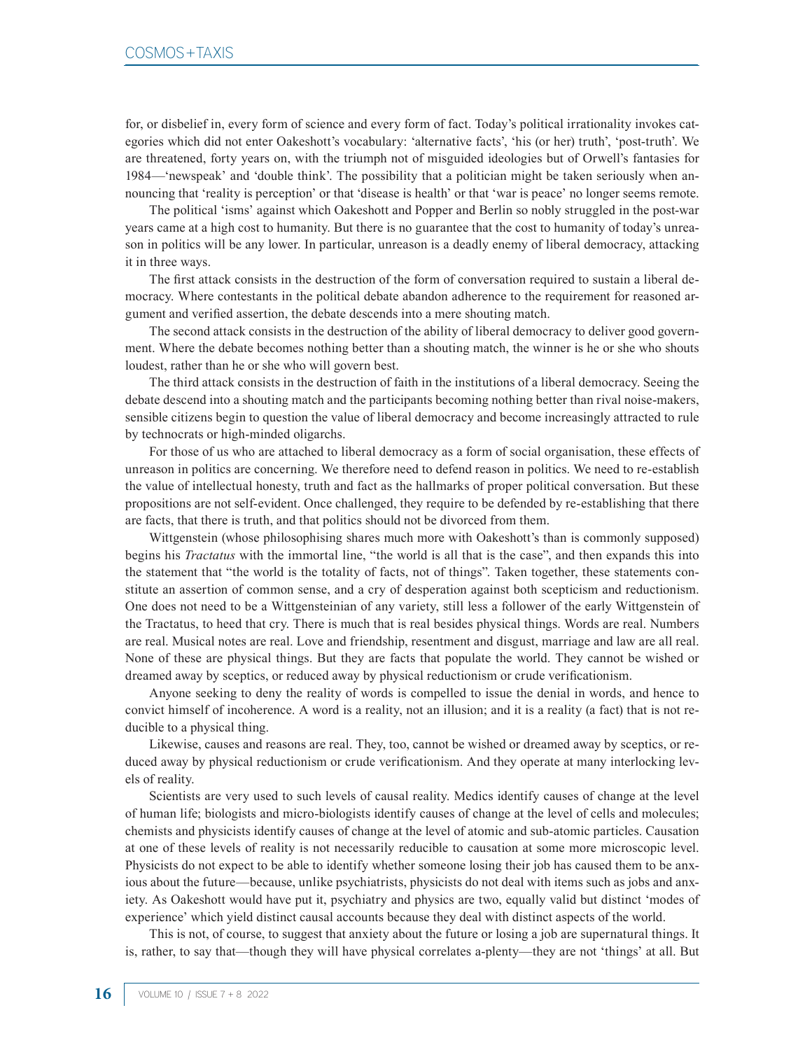for, or disbelief in, every form of science and every form of fact. Today's political irrationality invokes categories which did not enter Oakeshott's vocabulary: 'alternative facts', 'his (or her) truth', 'post-truth'. We are threatened, forty years on, with the triumph not of misguided ideologies but of Orwell's fantasies for 1984—'newspeak' and 'double think'. The possibility that a politician might be taken seriously when announcing that 'reality is perception' or that 'disease is health' or that 'war is peace' no longer seems remote.

The political 'isms' against which Oakeshott and Popper and Berlin so nobly struggled in the post-war years came at a high cost to humanity. But there is no guarantee that the cost to humanity of today's unreason in politics will be any lower. In particular, unreason is a deadly enemy of liberal democracy, attacking it in three ways.

The first attack consists in the destruction of the form of conversation required to sustain a liberal democracy. Where contestants in the political debate abandon adherence to the requirement for reasoned argument and verified assertion, the debate descends into a mere shouting match.

The second attack consists in the destruction of the ability of liberal democracy to deliver good government. Where the debate becomes nothing better than a shouting match, the winner is he or she who shouts loudest, rather than he or she who will govern best.

The third attack consists in the destruction of faith in the institutions of a liberal democracy. Seeing the debate descend into a shouting match and the participants becoming nothing better than rival noise-makers, sensible citizens begin to question the value of liberal democracy and become increasingly attracted to rule by technocrats or high-minded oligarchs.

For those of us who are attached to liberal democracy as a form of social organisation, these effects of unreason in politics are concerning. We therefore need to defend reason in politics. We need to re-establish the value of intellectual honesty, truth and fact as the hallmarks of proper political conversation. But these propositions are not self-evident. Once challenged, they require to be defended by re-establishing that there are facts, that there is truth, and that politics should not be divorced from them.

Wittgenstein (whose philosophising shares much more with Oakeshott's than is commonly supposed) begins his *Tractatus* with the immortal line, "the world is all that is the case", and then expands this into the statement that "the world is the totality of facts, not of things". Taken together, these statements constitute an assertion of common sense, and a cry of desperation against both scepticism and reductionism. One does not need to be a Wittgensteinian of any variety, still less a follower of the early Wittgenstein of the Tractatus, to heed that cry. There is much that is real besides physical things. Words are real. Numbers are real. Musical notes are real. Love and friendship, resentment and disgust, marriage and law are all real. None of these are physical things. But they are facts that populate the world. They cannot be wished or dreamed away by sceptics, or reduced away by physical reductionism or crude verificationism.

Anyone seeking to deny the reality of words is compelled to issue the denial in words, and hence to convict himself of incoherence. A word is a reality, not an illusion; and it is a reality (a fact) that is not reducible to a physical thing.

Likewise, causes and reasons are real. They, too, cannot be wished or dreamed away by sceptics, or reduced away by physical reductionism or crude verificationism. And they operate at many interlocking levels of reality.

Scientists are very used to such levels of causal reality. Medics identify causes of change at the level of human life; biologists and micro-biologists identify causes of change at the level of cells and molecules; chemists and physicists identify causes of change at the level of atomic and sub-atomic particles. Causation at one of these levels of reality is not necessarily reducible to causation at some more microscopic level. Physicists do not expect to be able to identify whether someone losing their job has caused them to be anxious about the future—because, unlike psychiatrists, physicists do not deal with items such as jobs and anxiety. As Oakeshott would have put it, psychiatry and physics are two, equally valid but distinct 'modes of experience' which yield distinct causal accounts because they deal with distinct aspects of the world.

This is not, of course, to suggest that anxiety about the future or losing a job are supernatural things. It is, rather, to say that—though they will have physical correlates a-plenty—they are not 'things' at all. But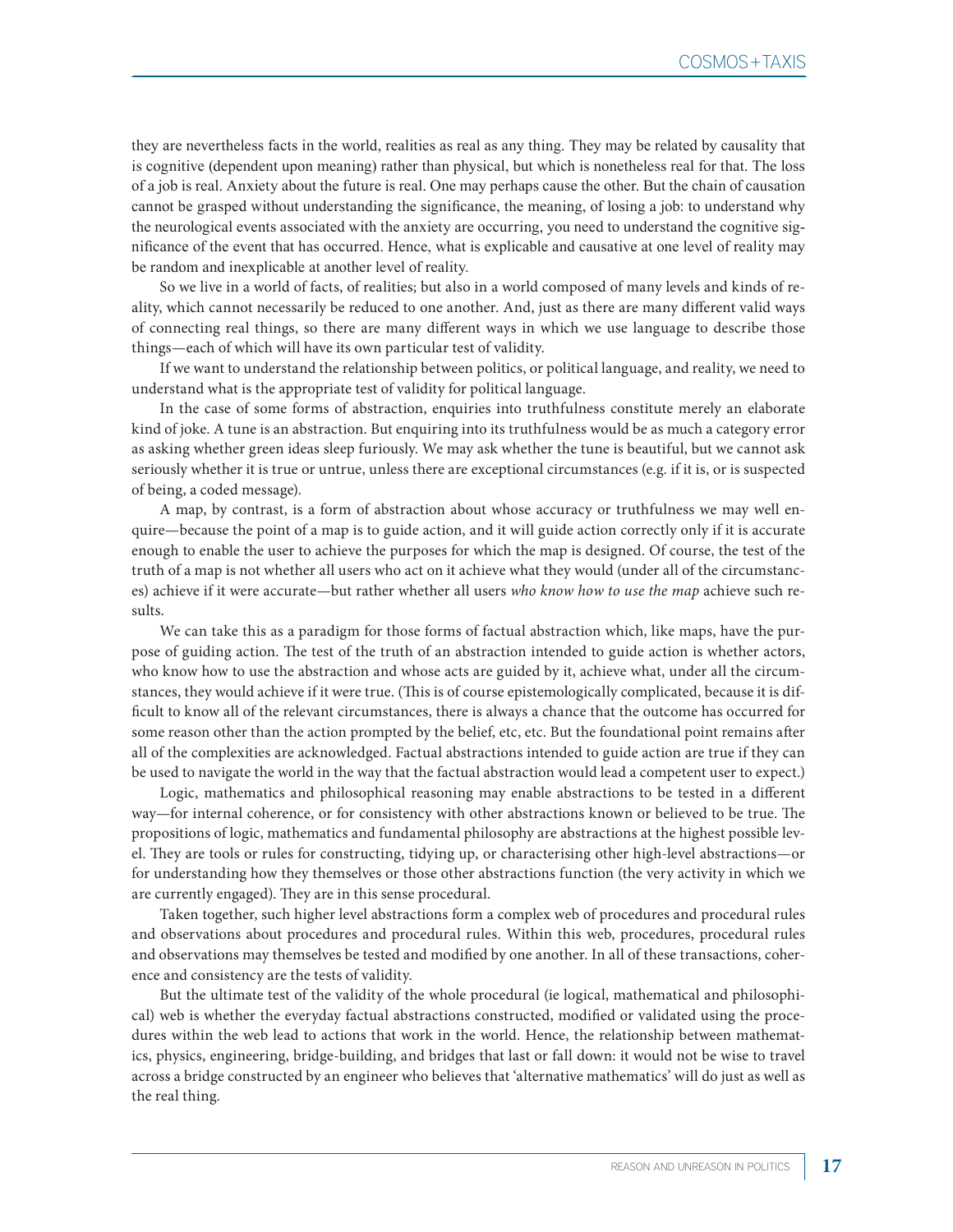they are nevertheless facts in the world, realities as real as any thing. They may be related by causality that is cognitive (dependent upon meaning) rather than physical, but which is nonetheless real for that. The loss of a job is real. Anxiety about the future is real. One may perhaps cause the other. But the chain of causation cannot be grasped without understanding the significance, the meaning, of losing a job: to understand why the neurological events associated with the anxiety are occurring, you need to understand the cognitive significance of the event that has occurred. Hence, what is explicable and causative at one level of reality may be random and inexplicable at another level of reality.

So we live in a world of facts, of realities; but also in a world composed of many levels and kinds of reality, which cannot necessarily be reduced to one another. And, just as there are many different valid ways of connecting real things, so there are many different ways in which we use language to describe those things—each of which will have its own particular test of validity.

If we want to understand the relationship between politics, or political language, and reality, we need to understand what is the appropriate test of validity for political language.

In the case of some forms of abstraction, enquiries into truthfulness constitute merely an elaborate kind of joke. A tune is an abstraction. But enquiring into its truthfulness would be as much a category error as asking whether green ideas sleep furiously. We may ask whether the tune is beautiful, but we cannot ask seriously whether it is true or untrue, unless there are exceptional circumstances (e.g. if it is, or is suspected of being, a coded message).

A map, by contrast, is a form of abstraction about whose accuracy or truthfulness we may well enquire—because the point of a map is to guide action, and it will guide action correctly only if it is accurate enough to enable the user to achieve the purposes for which the map is designed. Of course, the test of the truth of a map is not whether all users who act on it achieve what they would (under all of the circumstances) achieve if it were accurate—but rather whether all users *who know how to use the map* achieve such results.

We can take this as a paradigm for those forms of factual abstraction which, like maps, have the purpose of guiding action. The test of the truth of an abstraction intended to guide action is whether actors, who know how to use the abstraction and whose acts are guided by it, achieve what, under all the circumstances, they would achieve if it were true. (This is of course epistemologically complicated, because it is difficult to know all of the relevant circumstances, there is always a chance that the outcome has occurred for some reason other than the action prompted by the belief, etc, etc. But the foundational point remains after all of the complexities are acknowledged. Factual abstractions intended to guide action are true if they can be used to navigate the world in the way that the factual abstraction would lead a competent user to expect.)

Logic, mathematics and philosophical reasoning may enable abstractions to be tested in a different way—for internal coherence, or for consistency with other abstractions known or believed to be true. The propositions of logic, mathematics and fundamental philosophy are abstractions at the highest possible level. They are tools or rules for constructing, tidying up, or characterising other high-level abstractions—or for understanding how they themselves or those other abstractions function (the very activity in which we are currently engaged). They are in this sense procedural.

Taken together, such higher level abstractions form a complex web of procedures and procedural rules and observations about procedures and procedural rules. Within this web, procedures, procedural rules and observations may themselves be tested and modified by one another. In all of these transactions, coherence and consistency are the tests of validity.

But the ultimate test of the validity of the whole procedural (ie logical, mathematical and philosophical) web is whether the everyday factual abstractions constructed, modified or validated using the procedures within the web lead to actions that work in the world. Hence, the relationship between mathematics, physics, engineering, bridge-building, and bridges that last or fall down: it would not be wise to travel across a bridge constructed by an engineer who believes that 'alternative mathematics' will do just as well as the real thing.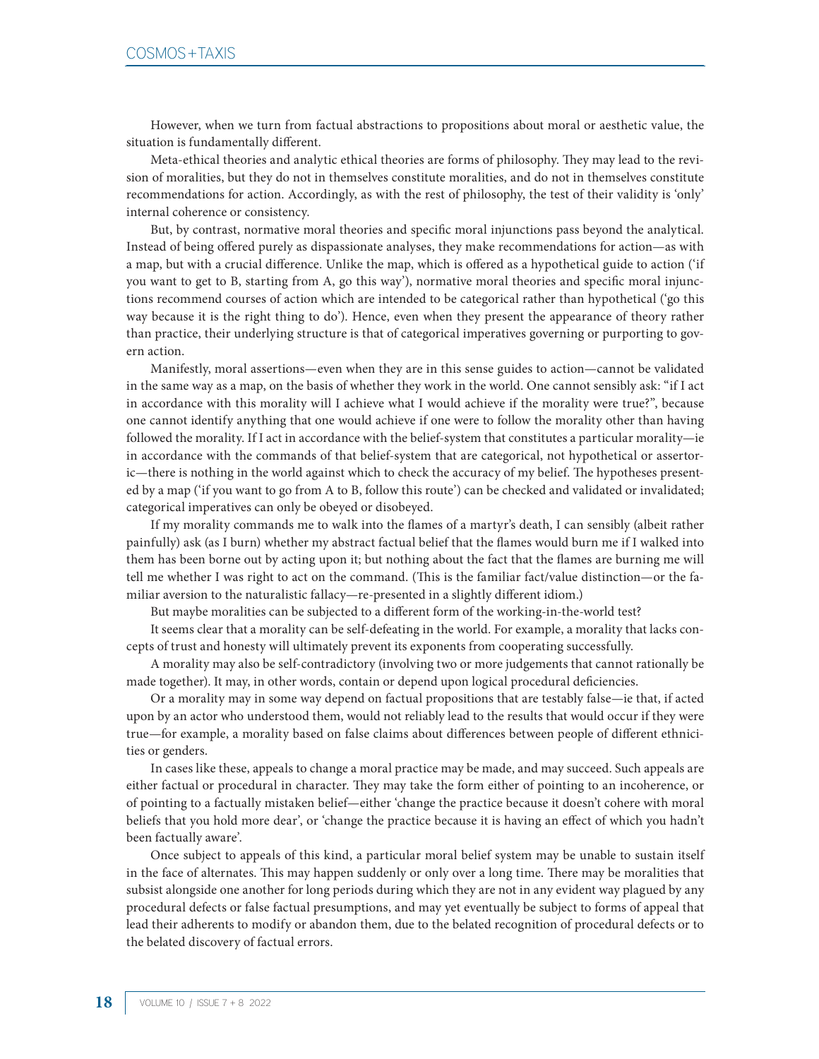However, when we turn from factual abstractions to propositions about moral or aesthetic value, the situation is fundamentally different.

Meta-ethical theories and analytic ethical theories are forms of philosophy. They may lead to the revision of moralities, but they do not in themselves constitute moralities, and do not in themselves constitute recommendations for action. Accordingly, as with the rest of philosophy, the test of their validity is 'only' internal coherence or consistency.

But, by contrast, normative moral theories and specific moral injunctions pass beyond the analytical. Instead of being offered purely as dispassionate analyses, they make recommendations for action—as with a map, but with a crucial difference. Unlike the map, which is offered as a hypothetical guide to action ('if you want to get to B, starting from A, go this way'), normative moral theories and specific moral injunctions recommend courses of action which are intended to be categorical rather than hypothetical ('go this way because it is the right thing to do'). Hence, even when they present the appearance of theory rather than practice, their underlying structure is that of categorical imperatives governing or purporting to govern action.

Manifestly, moral assertions—even when they are in this sense guides to action—cannot be validated in the same way as a map, on the basis of whether they work in the world. One cannot sensibly ask: "if I act in accordance with this morality will I achieve what I would achieve if the morality were true?", because one cannot identify anything that one would achieve if one were to follow the morality other than having followed the morality. If I act in accordance with the belief-system that constitutes a particular morality—ie in accordance with the commands of that belief-system that are categorical, not hypothetical or assertoric—there is nothing in the world against which to check the accuracy of my belief. The hypotheses presented by a map ('if you want to go from A to B, follow this route') can be checked and validated or invalidated; categorical imperatives can only be obeyed or disobeyed.

If my morality commands me to walk into the flames of a martyr's death, I can sensibly (albeit rather painfully) ask (as I burn) whether my abstract factual belief that the flames would burn me if I walked into them has been borne out by acting upon it; but nothing about the fact that the flames are burning me will tell me whether I was right to act on the command. (This is the familiar fact/value distinction—or the familiar aversion to the naturalistic fallacy—re-presented in a slightly different idiom.)

But maybe moralities can be subjected to a different form of the working-in-the-world test?

It seems clear that a morality can be self-defeating in the world. For example, a morality that lacks concepts of trust and honesty will ultimately prevent its exponents from cooperating successfully.

A morality may also be self-contradictory (involving two or more judgements that cannot rationally be made together). It may, in other words, contain or depend upon logical procedural deficiencies.

Or a morality may in some way depend on factual propositions that are testably false—ie that, if acted upon by an actor who understood them, would not reliably lead to the results that would occur if they were true—for example, a morality based on false claims about differences between people of different ethnicities or genders.

In cases like these, appeals to change a moral practice may be made, and may succeed. Such appeals are either factual or procedural in character. They may take the form either of pointing to an incoherence, or of pointing to a factually mistaken belief—either 'change the practice because it doesn't cohere with moral beliefs that you hold more dear', or 'change the practice because it is having an effect of which you hadn't been factually aware'.

Once subject to appeals of this kind, a particular moral belief system may be unable to sustain itself in the face of alternates. This may happen suddenly or only over a long time. There may be moralities that subsist alongside one another for long periods during which they are not in any evident way plagued by any procedural defects or false factual presumptions, and may yet eventually be subject to forms of appeal that lead their adherents to modify or abandon them, due to the belated recognition of procedural defects or to the belated discovery of factual errors.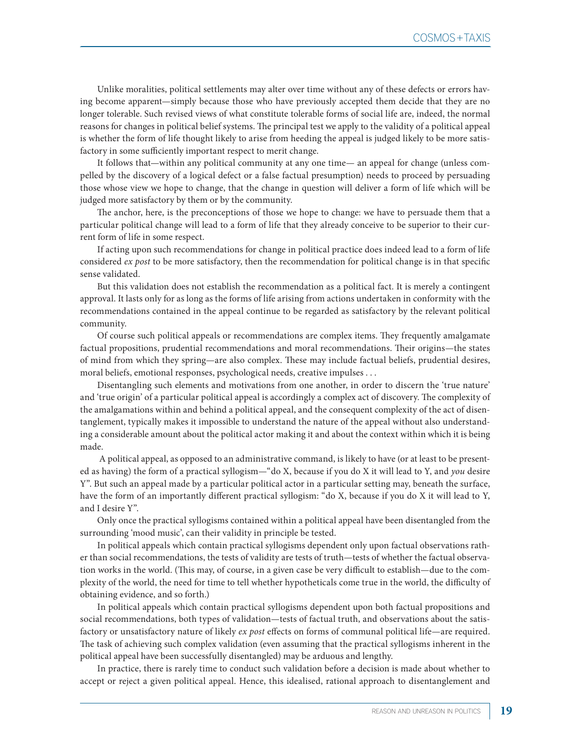Unlike moralities, political settlements may alter over time without any of these defects or errors having become apparent—simply because those who have previously accepted them decide that they are no longer tolerable. Such revised views of what constitute tolerable forms of social life are, indeed, the normal reasons for changes in political belief systems. The principal test we apply to the validity of a political appeal is whether the form of life thought likely to arise from heeding the appeal is judged likely to be more satisfactory in some sufficiently important respect to merit change.

It follows that—within any political community at any one time— an appeal for change (unless compelled by the discovery of a logical defect or a false factual presumption) needs to proceed by persuading those whose view we hope to change, that the change in question will deliver a form of life which will be judged more satisfactory by them or by the community.

The anchor, here, is the preconceptions of those we hope to change: we have to persuade them that a particular political change will lead to a form of life that they already conceive to be superior to their current form of life in some respect.

If acting upon such recommendations for change in political practice does indeed lead to a form of life considered *ex post* to be more satisfactory, then the recommendation for political change is in that specific sense validated.

But this validation does not establish the recommendation as a political fact. It is merely a contingent approval. It lasts only for as long as the forms of life arising from actions undertaken in conformity with the recommendations contained in the appeal continue to be regarded as satisfactory by the relevant political community.

Of course such political appeals or recommendations are complex items. They frequently amalgamate factual propositions, prudential recommendations and moral recommendations. Their origins—the states of mind from which they spring—are also complex. These may include factual beliefs, prudential desires, moral beliefs, emotional responses, psychological needs, creative impulses . . .

Disentangling such elements and motivations from one another, in order to discern the 'true nature' and 'true origin' of a particular political appeal is accordingly a complex act of discovery. The complexity of the amalgamations within and behind a political appeal, and the consequent complexity of the act of disentanglement, typically makes it impossible to understand the nature of the appeal without also understanding a considerable amount about the political actor making it and about the context within which it is being made.

A political appeal, as opposed to an administrative command, is likely to have (or at least to be presented as having) the form of a practical syllogism—"do X, because if you do X it will lead to Y, and *you* desire Y". But such an appeal made by a particular political actor in a particular setting may, beneath the surface, have the form of an importantly different practical syllogism: "do X, because if you do X it will lead to Y, and I desire Y".

Only once the practical syllogisms contained within a political appeal have been disentangled from the surrounding 'mood music', can their validity in principle be tested.

In political appeals which contain practical syllogisms dependent only upon factual observations rather than social recommendations, the tests of validity are tests of truth—tests of whether the factual observation works in the world. (This may, of course, in a given case be very difficult to establish—due to the complexity of the world, the need for time to tell whether hypotheticals come true in the world, the difficulty of obtaining evidence, and so forth.)

In political appeals which contain practical syllogisms dependent upon both factual propositions and social recommendations, both types of validation—tests of factual truth, and observations about the satisfactory or unsatisfactory nature of likely *ex post* effects on forms of communal political life—are required. The task of achieving such complex validation (even assuming that the practical syllogisms inherent in the political appeal have been successfully disentangled) may be arduous and lengthy.

In practice, there is rarely time to conduct such validation before a decision is made about whether to accept or reject a given political appeal. Hence, this idealised, rational approach to disentanglement and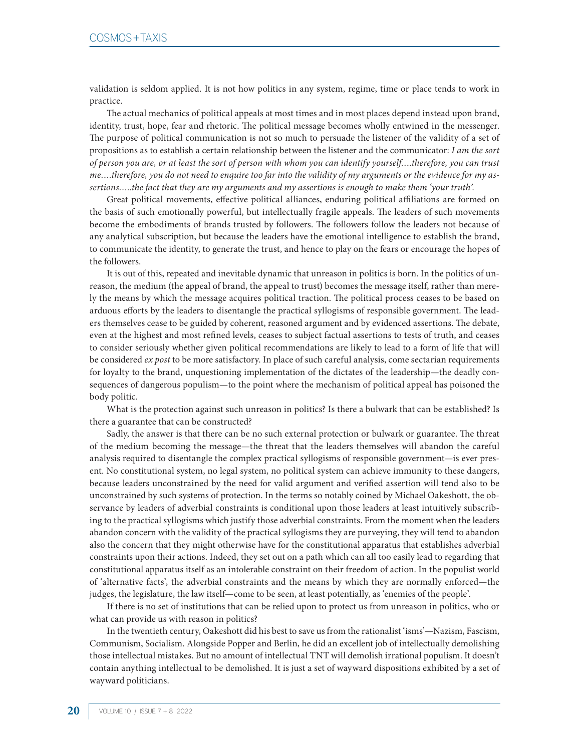validation is seldom applied. It is not how politics in any system, regime, time or place tends to work in practice.

The actual mechanics of political appeals at most times and in most places depend instead upon brand, identity, trust, hope, fear and rhetoric. The political message becomes wholly entwined in the messenger. The purpose of political communication is not so much to persuade the listener of the validity of a set of propositions as to establish a certain relationship between the listener and the communicator: *I am the sort of person you are, or at least the sort of person with whom you can identify yourself….therefore, you can trust me….therefore, you do not need to enquire too far into the validity of my arguments or the evidence for my assertions…..the fact that they are my arguments and my assertions is enough to make them 'your truth'.*

Great political movements, effective political alliances, enduring political affiliations are formed on the basis of such emotionally powerful, but intellectually fragile appeals. The leaders of such movements become the embodiments of brands trusted by followers. The followers follow the leaders not because of any analytical subscription, but because the leaders have the emotional intelligence to establish the brand, to communicate the identity, to generate the trust, and hence to play on the fears or encourage the hopes of the followers.

It is out of this, repeated and inevitable dynamic that unreason in politics is born. In the politics of unreason, the medium (the appeal of brand, the appeal to trust) becomes the message itself, rather than merely the means by which the message acquires political traction. The political process ceases to be based on arduous efforts by the leaders to disentangle the practical syllogisms of responsible government. The leaders themselves cease to be guided by coherent, reasoned argument and by evidenced assertions. The debate, even at the highest and most refined levels, ceases to subject factual assertions to tests of truth, and ceases to consider seriously whether given political recommendations are likely to lead to a form of life that will be considered *ex post* to be more satisfactory. In place of such careful analysis, come sectarian requirements for loyalty to the brand, unquestioning implementation of the dictates of the leadership—the deadly consequences of dangerous populism—to the point where the mechanism of political appeal has poisoned the body politic.

What is the protection against such unreason in politics? Is there a bulwark that can be established? Is there a guarantee that can be constructed?

Sadly, the answer is that there can be no such external protection or bulwark or guarantee. The threat of the medium becoming the message—the threat that the leaders themselves will abandon the careful analysis required to disentangle the complex practical syllogisms of responsible government—is ever present. No constitutional system, no legal system, no political system can achieve immunity to these dangers, because leaders unconstrained by the need for valid argument and verified assertion will tend also to be unconstrained by such systems of protection. In the terms so notably coined by Michael Oakeshott, the observance by leaders of adverbial constraints is conditional upon those leaders at least intuitively subscribing to the practical syllogisms which justify those adverbial constraints. From the moment when the leaders abandon concern with the validity of the practical syllogisms they are purveying, they will tend to abandon also the concern that they might otherwise have for the constitutional apparatus that establishes adverbial constraints upon their actions. Indeed, they set out on a path which can all too easily lead to regarding that constitutional apparatus itself as an intolerable constraint on their freedom of action. In the populist world of 'alternative facts', the adverbial constraints and the means by which they are normally enforced—the judges, the legislature, the law itself—come to be seen, at least potentially, as 'enemies of the people'.

If there is no set of institutions that can be relied upon to protect us from unreason in politics, who or what can provide us with reason in politics?

In the twentieth century, Oakeshott did his best to save us from the rationalist 'isms'—Nazism, Fascism, Communism, Socialism. Alongside Popper and Berlin, he did an excellent job of intellectually demolishing those intellectual mistakes. But no amount of intellectual TNT will demolish irrational populism. It doesn't contain anything intellectual to be demolished. It is just a set of wayward dispositions exhibited by a set of wayward politicians.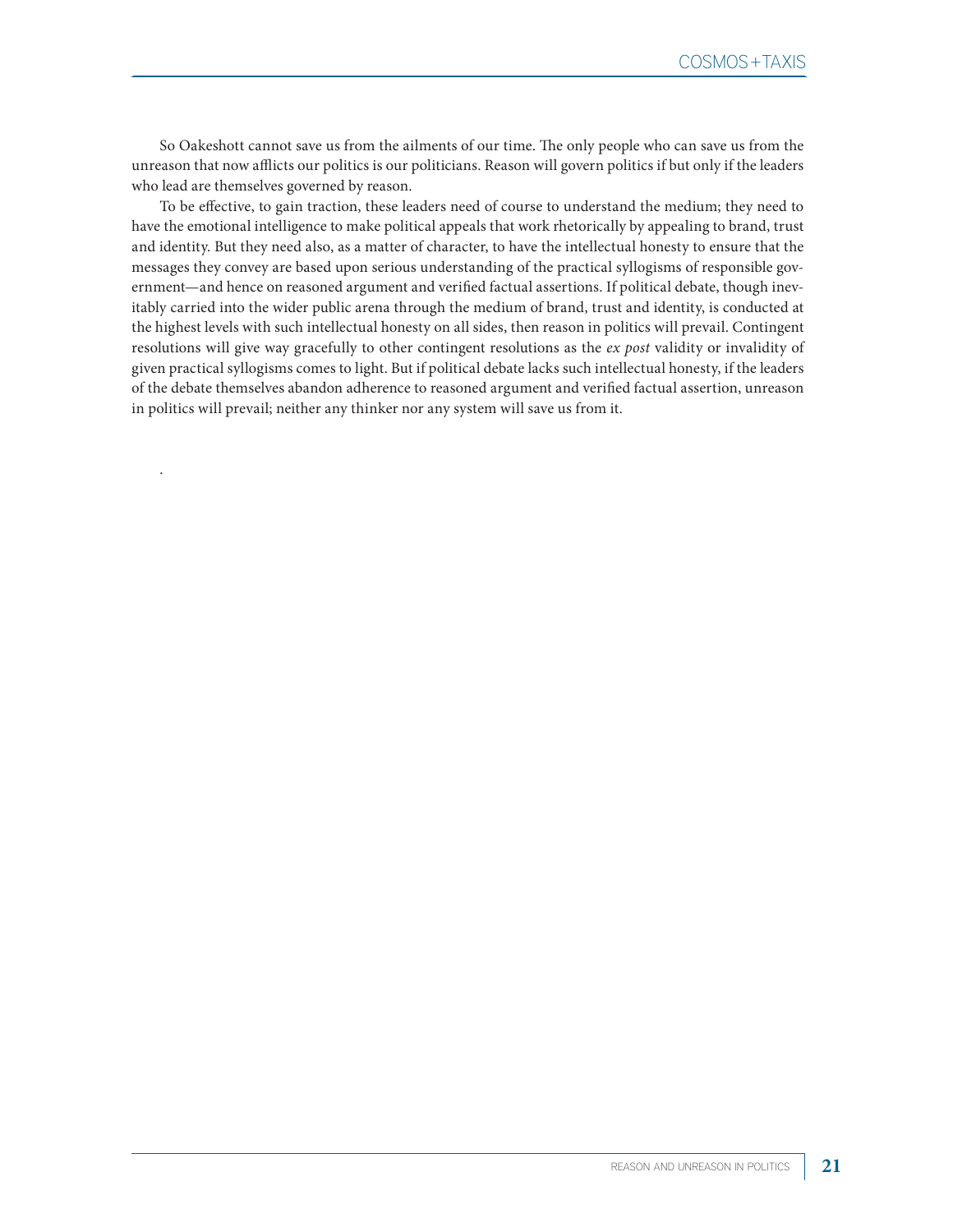So Oakeshott cannot save us from the ailments of our time. The only people who can save us from the unreason that now afflicts our politics is our politicians. Reason will govern politics if but only if the leaders who lead are themselves governed by reason.

To be effective, to gain traction, these leaders need of course to understand the medium; they need to have the emotional intelligence to make political appeals that work rhetorically by appealing to brand, trust and identity. But they need also, as a matter of character, to have the intellectual honesty to ensure that the messages they convey are based upon serious understanding of the practical syllogisms of responsible government—and hence on reasoned argument and verified factual assertions. If political debate, though inevitably carried into the wider public arena through the medium of brand, trust and identity, is conducted at the highest levels with such intellectual honesty on all sides, then reason in politics will prevail. Contingent resolutions will give way gracefully to other contingent resolutions as the *ex post* validity or invalidity of given practical syllogisms comes to light. But if political debate lacks such intellectual honesty, if the leaders of the debate themselves abandon adherence to reasoned argument and verified factual assertion, unreason in politics will prevail; neither any thinker nor any system will save us from it.